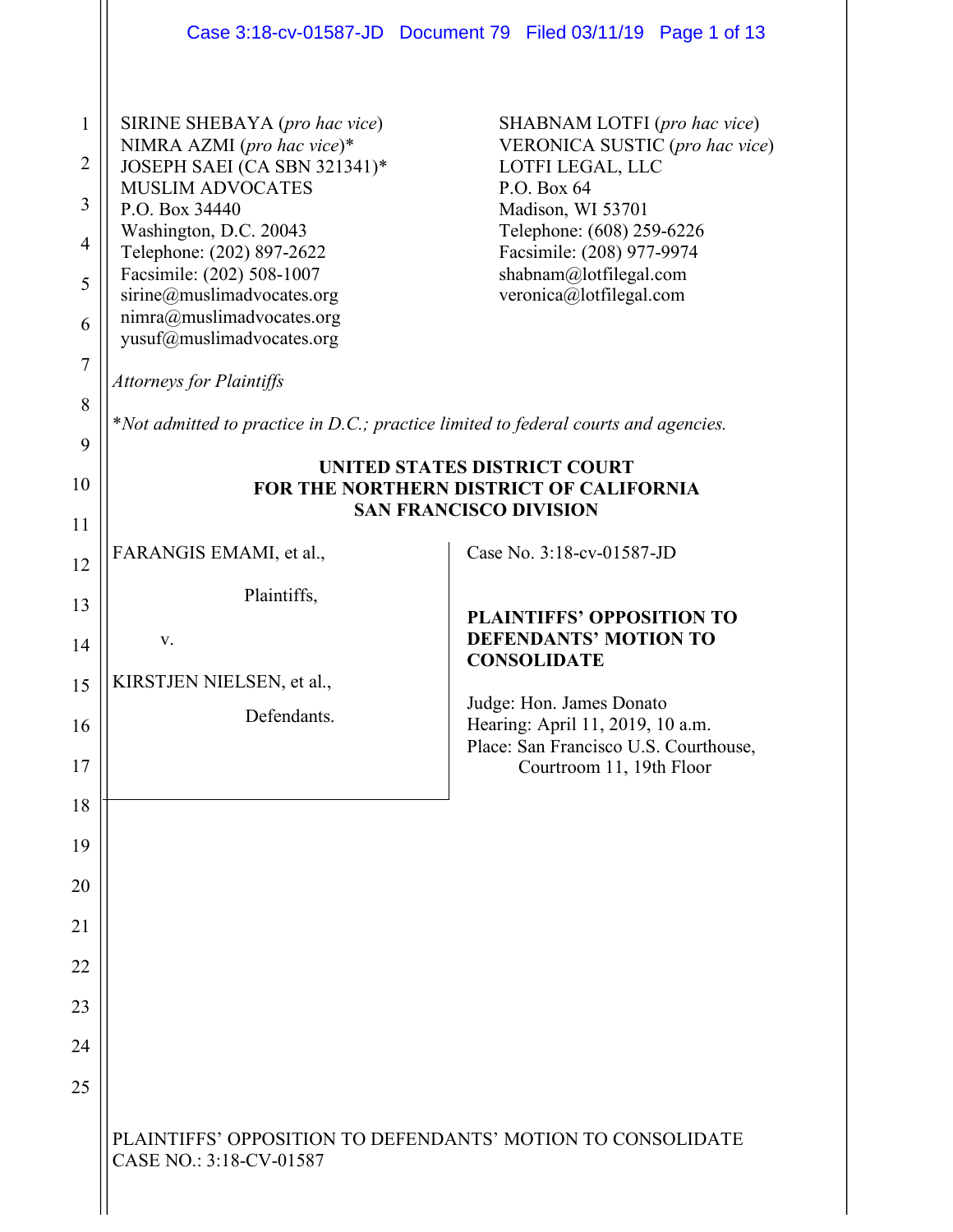SIRINE SHEBAYA (*pro hac vice*)
NIMRA AZMI (*pro hac vice*)*
JOSEPH SAEI (CA SBN 321341)*
MUSLIM ADVOCATES
P.O. Box 34440
Washington, D.C. 20043
Telephone: (202) 897-2622
Facsimile: (202) 508-1007
sirine@muslimadvocates.org
nimra@muslimadvocates.org
yusuf@muslimadvocates.org

SHABNAM LOTFI (*pro hac vice*)
VERONICA SUSTIC (*pro hac vice*)
LOTFI LEGAL, LLC
P.O. Box 64
Madison, WI 53701
Telephone: (608) 259-6226
Facsimile: (208) 977-9974
shabnam@lotfilegal.com
veronica@lotfilegal.com

*Attorneys for Plaintiffs*

**Not admitted to practice in D.C.; practice limited to federal courts and agencies.*

**UNITED STATES DISTRICT COURT**
**FOR THE NORTHERN DISTRICT OF CALIFORNIA**
**SAN FRANCISCO DIVISION**

FARANGIS EMAMI, et al.,

Plaintiffs,

v.

KIRSTJEN NIELSEN, et al.,

Defendants.

Case No. 3:18-cv-01587-JD

**PLAINTIFFS' OPPOSITION TO DEFENDANTS' MOTION TO CONSOLIDATE**

Judge: Hon. James Donato
Hearing: April 11, 2019, 10 a.m.
Place: San Francisco U.S. Courthouse, Courtroom 11, 19th Floor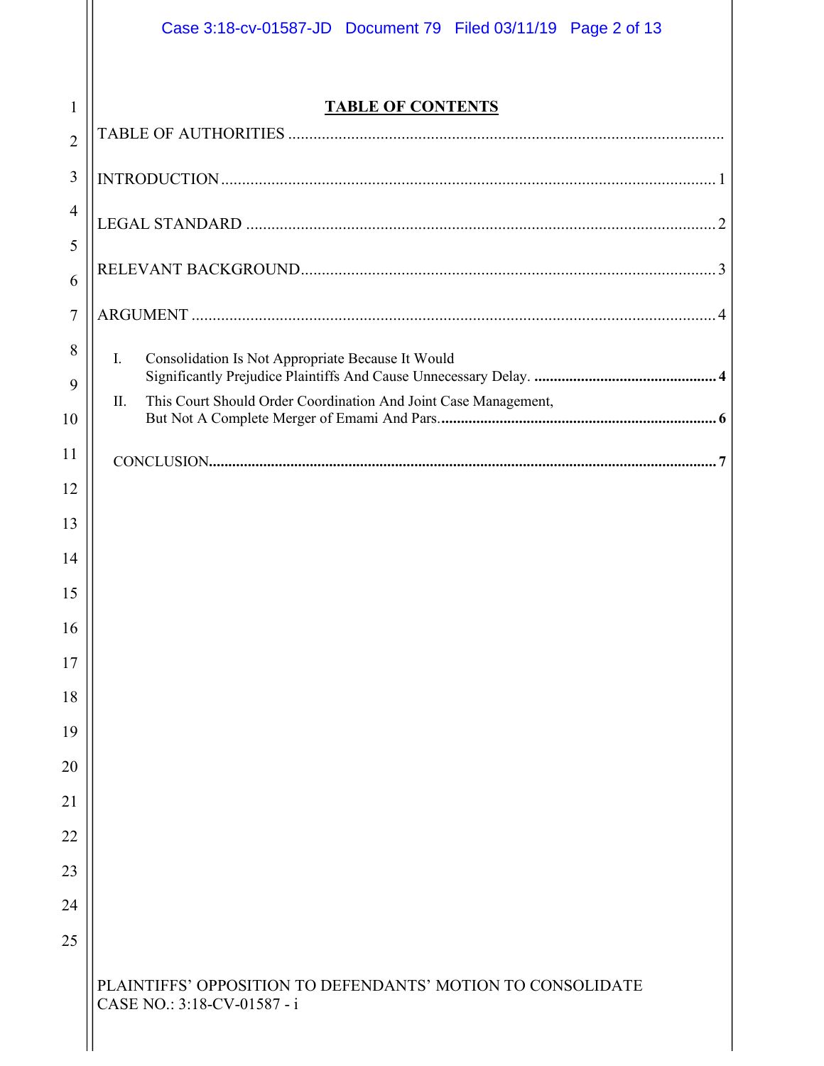## TABLE OF CONTENTS

TABLE OF AUTHORITIES

INTRODUCTION ..... 1

LEGAL STANDARD ..... 2

RELEVANT BACKGROUND ..... 3

ARGUMENT ..... 4

I. Consolidation Is Not Appropriate Because It Would Significantly Prejudice Plaintiffs And Cause Unnecessary Delay. ..... **4**

II. This Court Should Order Coordination And Joint Case Management, But Not A Complete Merger of Emami And Pars. ..... **6**

CONCLUSION ..... **7**

PLAINTIFFS' OPPOSITION TO DEFENDANTS' MOTION TO CONSOLIDATE
CASE NO.: 3:18-CV-01587 - i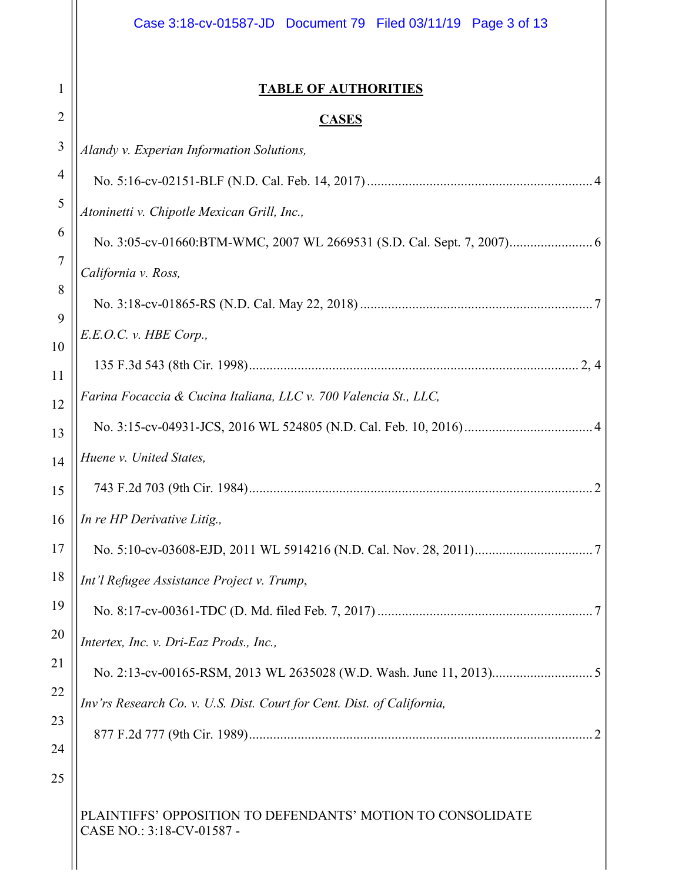**TABLE OF AUTHORITIES**

**CASES**

*Alandy v. Experian Information Solutions,*

No. 5:16-cv-02151-BLF (N.D. Cal. Feb. 14, 2017) ................................................................ 4

*Atoninetti v. Chipotle Mexican Grill, Inc.,*

No. 3:05-cv-01660:BTM-WMC, 2007 WL 2669531 (S.D. Cal. Sept. 7, 2007)........................ 6

*California v. Ross,*

No. 3:18-cv-01865-RS (N.D. Cal. May 22, 2018) .................................................................. 7

*E.E.O.C. v. HBE Corp.,*

135 F.3d 543 (8th Cir. 1998)............................................................................................... 2, 4

*Farina Focaccia & Cucina Italiana, LLC v. 700 Valencia St., LLC,*

No. 3:15-cv-04931-JCS, 2016 WL 524805 (N.D. Cal. Feb. 10, 2016).................................... 4

*Huene v. United States,*

743 F.2d 703 (9th Cir. 1984)................................................................................................... 2

*In re HP Derivative Litig.,*

No. 5:10-cv-03608-EJD, 2011 WL 5914216 (N.D. Cal. Nov. 28, 2011)................................. 7

*Int'l Refugee Assistance Project v. Trump*,

No. 8:17-cv-00361-TDC (D. Md. filed Feb. 7, 2017) ............................................................. 7

*Intertex, Inc. v. Dri-Eaz Prods., Inc.,*

No. 2:13-cv-00165-RSM, 2013 WL 2635028 (W.D. Wash. June 11, 2013)............................ 5

*Inv'rs Research Co. v. U.S. Dist. Court for Cent. Dist. of California,*

877 F.2d 777 (9th Cir. 1989)................................................................................................... 2

PLAINTIFFS' OPPOSITION TO DEFENDANTS' MOTION TO CONSOLIDATE
CASE NO.: 3:18-CV-01587 -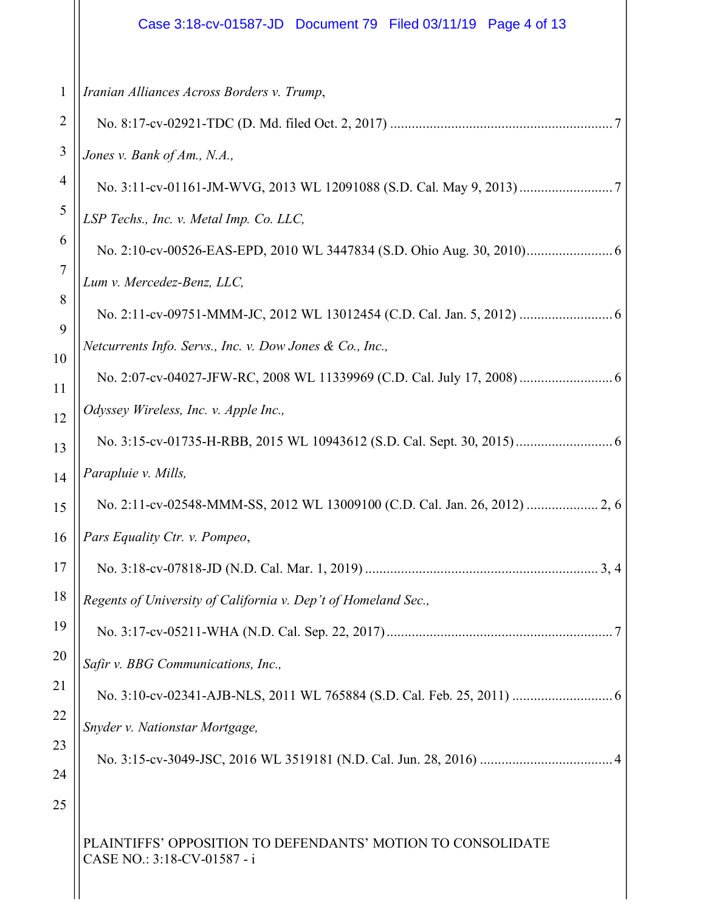*Iranian Alliances Across Borders v. Trump*,

No. 8:17-cv-02921-TDC (D. Md. filed Oct. 2, 2017) ............................................................. 7

*Jones v. Bank of Am., N.A.*,

No. 3:11-cv-01161-JM-WVG, 2013 WL 12091088 (S.D. Cal. May 9, 2013) .......................... 7

*LSP Techs., Inc. v. Metal Imp. Co. LLC*,

No. 2:10-cv-00526-EAS-EPD, 2010 WL 3447834 (S.D. Ohio Aug. 30, 2010)........................ 6

*Lum v. Mercedez-Benz, LLC*,

No. 2:11-cv-09751-MMM-JC, 2012 WL 13012454 (C.D. Cal. Jan. 5, 2012) .......................... 6

*Netcurrents Info. Servs., Inc. v. Dow Jones & Co., Inc.*,

No. 2:07-cv-04027-JFW-RC, 2008 WL 11339969 (C.D. Cal. July 17, 2008) .......................... 6

*Odyssey Wireless, Inc. v. Apple Inc.*,

No. 3:15-cv-01735-H-RBB, 2015 WL 10943612 (S.D. Cal. Sept. 30, 2015) .......................... 6

*Parapluie v. Mills*,

No. 2:11-cv-02548-MMM-SS, 2012 WL 13009100 (C.D. Cal. Jan. 26, 2012) .................... 2, 6

*Pars Equality Ctr. v. Pompeo*,

No. 3:18-cv-07818-JD (N.D. Cal. Mar. 1, 2019) ................................................................ 3, 4

*Regents of University of California v. Dep't of Homeland Sec.*,

No. 3:17-cv-05211-WHA (N.D. Cal. Sep. 22, 2017) ............................................................... 7

*Safir v. BBG Communications, Inc.*,

No. 3:10-cv-02341-AJB-NLS, 2011 WL 765884 (S.D. Cal. Feb. 25, 2011) ............................ 6

*Snyder v. Nationstar Mortgage*,

No. 3:15-cv-3049-JSC, 2016 WL 3519181 (N.D. Cal. Jun. 28, 2016) ..................................... 4

PLAINTIFFS' OPPOSITION TO DEFENDANTS' MOTION TO CONSOLIDATE
CASE NO.: 3:18-CV-01587 - i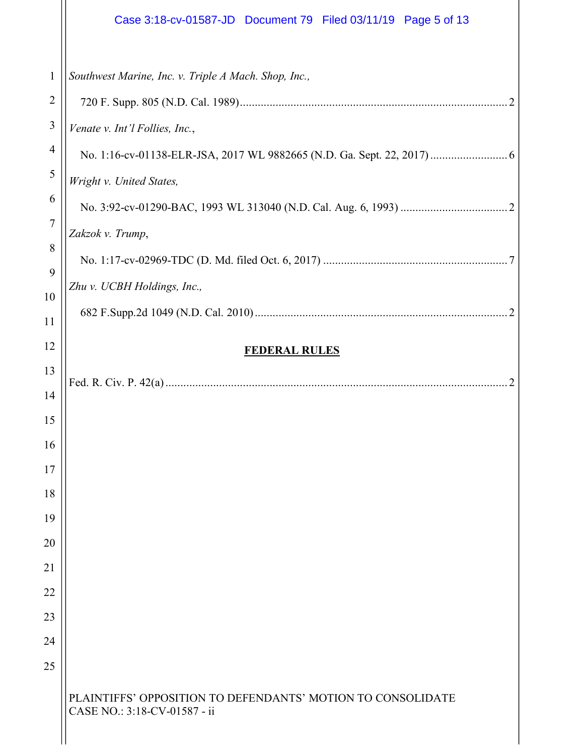*Southwest Marine, Inc. v. Triple A Mach. Shop, Inc.*,

720 F. Supp. 805 (N.D. Cal. 1989) .......................................................................................... 2

*Venate v. Int'l Follies, Inc.*,

No. 1:16-cv-01138-ELR-JSA, 2017 WL 9882665 (N.D. Ga. Sept. 22, 2017) .......................... 6

*Wright v. United States*,

No. 3:92-cv-01290-BAC, 1993 WL 313040 (N.D. Cal. Aug. 6, 1993) .................................... 2

*Zakzok v. Trump*,

No. 1:17-cv-02969-TDC (D. Md. filed Oct. 6, 2017) ............................................................. 7

*Zhu v. UCBH Holdings, Inc.*,

682 F.Supp.2d 1049 (N.D. Cal. 2010) ..................................................................................... 2

**FEDERAL RULES**

Fed. R. Civ. P. 42(a) ................................................................................................................... 2

PLAINTIFFS' OPPOSITION TO DEFENDANTS' MOTION TO CONSOLIDATE
CASE NO.: 3:18-CV-01587 - ii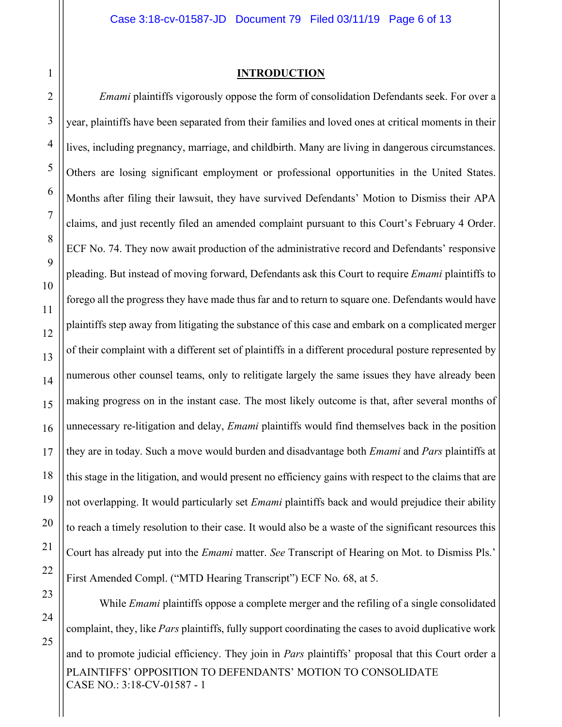## INTRODUCTION

*Emami* plaintiffs vigorously oppose the form of consolidation Defendants seek. For over a year, plaintiffs have been separated from their families and loved ones at critical moments in their lives, including pregnancy, marriage, and childbirth. Many are living in dangerous circumstances. Others are losing significant employment or professional opportunities in the United States. Months after filing their lawsuit, they have survived Defendants' Motion to Dismiss their APA claims, and just recently filed an amended complaint pursuant to this Court's February 4 Order. ECF No. 74. They now await production of the administrative record and Defendants' responsive pleading. But instead of moving forward, Defendants ask this Court to require *Emami* plaintiffs to forego all the progress they have made thus far and to return to square one. Defendants would have plaintiffs step away from litigating the substance of this case and embark on a complicated merger of their complaint with a different set of plaintiffs in a different procedural posture represented by numerous other counsel teams, only to relitigate largely the same issues they have already been making progress on in the instant case. The most likely outcome is that, after several months of unnecessary re-litigation and delay, *Emami* plaintiffs would find themselves back in the position they are in today. Such a move would burden and disadvantage both *Emami* and *Pars* plaintiffs at this stage in the litigation, and would present no efficiency gains with respect to the claims that are not overlapping. It would particularly set *Emami* plaintiffs back and would prejudice their ability to reach a timely resolution to their case. It would also be a waste of the significant resources this Court has already put into the *Emami* matter. *See* Transcript of Hearing on Mot. to Dismiss Pls.' First Amended Compl. ("MTD Hearing Transcript") ECF No. 68, at 5.

While *Emami* plaintiffs oppose a complete merger and the refiling of a single consolidated complaint, they, like *Pars* plaintiffs, fully support coordinating the cases to avoid duplicative work and to promote judicial efficiency. They join in *Pars* plaintiffs' proposal that this Court order a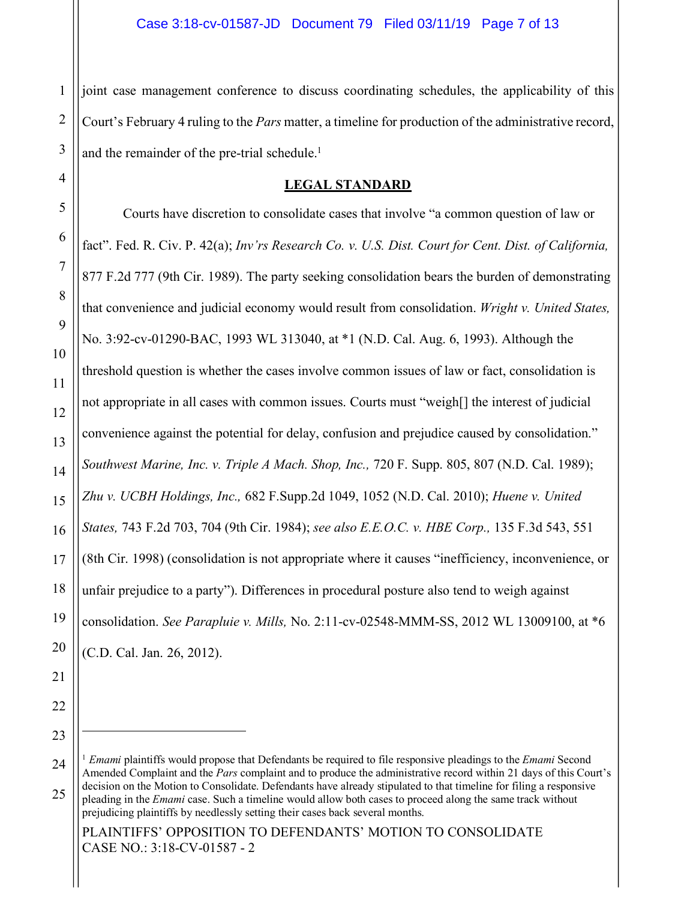joint case management conference to discuss coordinating schedules, the applicability of this Court's February 4 ruling to the *Pars* matter, a timeline for production of the administrative record, and the remainder of the pre-trial schedule.[1]

## LEGAL STANDARD

Courts have discretion to consolidate cases that involve "a common question of law or fact". Fed. R. Civ. P. 42(a); *Inv'rs Research Co. v. U.S. Dist. Court for Cent. Dist. of California,* 877 F.2d 777 (9th Cir. 1989). The party seeking consolidation bears the burden of demonstrating that convenience and judicial economy would result from consolidation. *Wright v. United States,* No. 3:92-cv-01290-BAC, 1993 WL 313040, at *1 (N.D. Cal. Aug. 6, 1993). Although the threshold question is whether the cases involve common issues of law or fact, consolidation is not appropriate in all cases with common issues. Courts must "weigh[] the interest of judicial convenience against the potential for delay, confusion and prejudice caused by consolidation." *Southwest Marine, Inc. v. Triple A Mach. Shop, Inc.,* 720 F. Supp. 805, 807 (N.D. Cal. 1989); *Zhu v. UCBH Holdings, Inc.,* 682 F.Supp.2d 1049, 1052 (N.D. Cal. 2010); *Huene v. United States,* 743 F.2d 703, 704 (9th Cir. 1984); *see also E.E.O.C. v. HBE Corp.,* 135 F.3d 543, 551 (8th Cir. 1998) (consolidation is not appropriate where it causes "inefficiency, inconvenience, or unfair prejudice to a party"). Differences in procedural posture also tend to weigh against consolidation. *See Parapluie v. Mills,* No. 2:11-cv-02548-MMM-SS, 2012 WL 13009100, at *6 (C.D. Cal. Jan. 26, 2012).

---

[1] *Emami* plaintiffs would propose that Defendants be required to file responsive pleadings to the *Emami* Second Amended Complaint and the *Pars* complaint and to produce the administrative record within 21 days of this Court's decision on the Motion to Consolidate. Defendants have already stipulated to that timeline for filing a responsive pleading in the *Emami* case. Such a timeline would allow both cases to proceed along the same track without prejudicing plaintiffs by needlessly setting their cases back several months.

PLAINTIFFS' OPPOSITION TO DEFENDANTS' MOTION TO CONSOLIDATE
CASE NO.: 3:18-CV-01587 - 2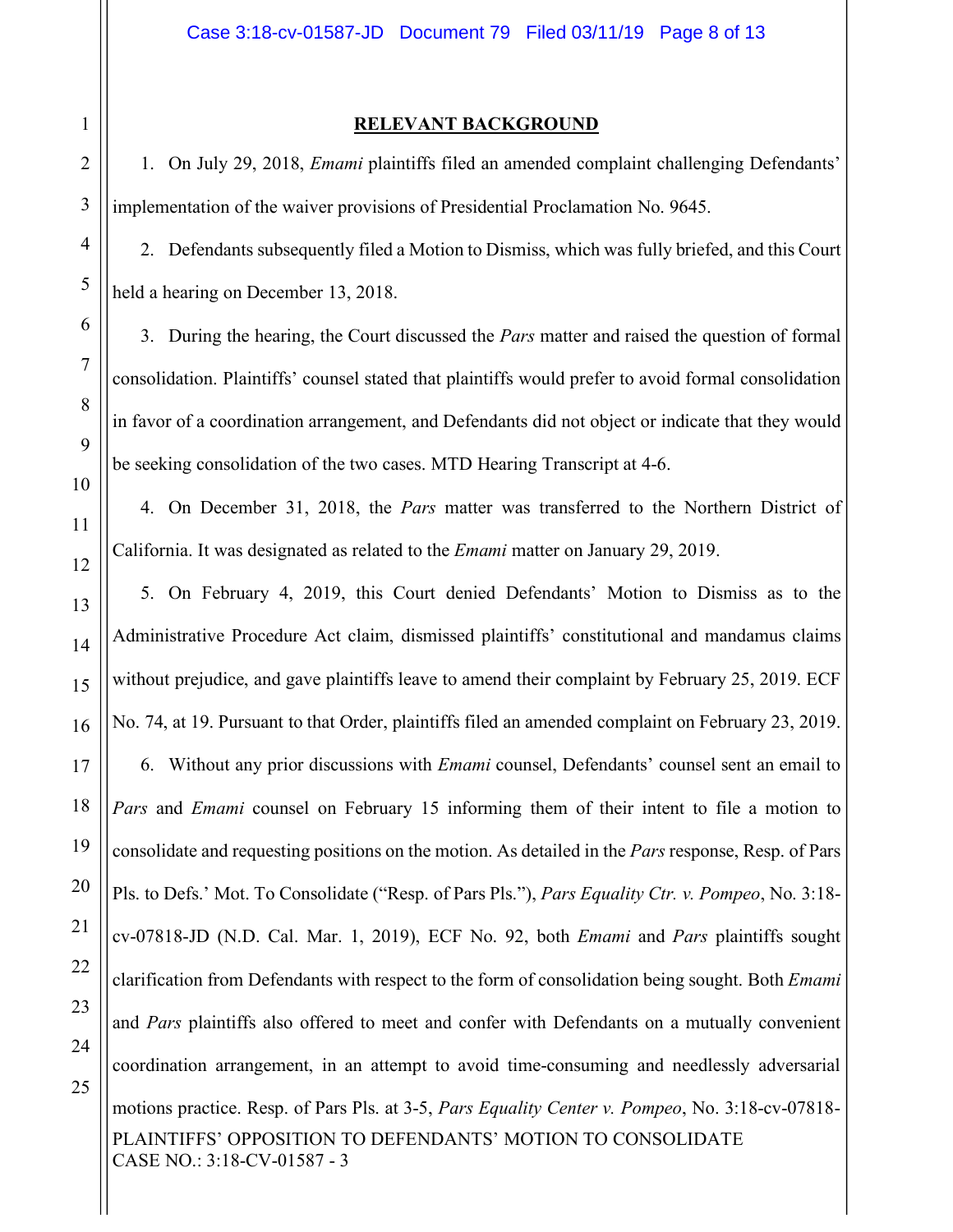## RELEVANT BACKGROUND

1. On July 29, 2018, *Emami* plaintiffs filed an amended complaint challenging Defendants' implementation of the waiver provisions of Presidential Proclamation No. 9645.

2. Defendants subsequently filed a Motion to Dismiss, which was fully briefed, and this Court held a hearing on December 13, 2018.

3. During the hearing, the Court discussed the *Pars* matter and raised the question of formal consolidation. Plaintiffs' counsel stated that plaintiffs would prefer to avoid formal consolidation in favor of a coordination arrangement, and Defendants did not object or indicate that they would be seeking consolidation of the two cases. MTD Hearing Transcript at 4-6.

4. On December 31, 2018, the *Pars* matter was transferred to the Northern District of California. It was designated as related to the *Emami* matter on January 29, 2019.

5. On February 4, 2019, this Court denied Defendants' Motion to Dismiss as to the Administrative Procedure Act claim, dismissed plaintiffs' constitutional and mandamus claims without prejudice, and gave plaintiffs leave to amend their complaint by February 25, 2019. ECF No. 74, at 19. Pursuant to that Order, plaintiffs filed an amended complaint on February 23, 2019.

6. Without any prior discussions with *Emami* counsel, Defendants' counsel sent an email to *Pars* and *Emami* counsel on February 15 informing them of their intent to file a motion to consolidate and requesting positions on the motion. As detailed in the *Pars* response, Resp. of Pars Pls. to Defs.' Mot. To Consolidate ("Resp. of Pars Pls."), *Pars Equality Ctr. v. Pompeo*, No. 3:18-cv-07818-JD (N.D. Cal. Mar. 1, 2019), ECF No. 92, both *Emami* and *Pars* plaintiffs sought clarification from Defendants with respect to the form of consolidation being sought. Both *Emami* and *Pars* plaintiffs also offered to meet and confer with Defendants on a mutually convenient coordination arrangement, in an attempt to avoid time-consuming and needlessly adversarial motions practice. Resp. of Pars Pls. at 3-5, *Pars Equality Center v. Pompeo*, No. 3:18-cv-07818-

PLAINTIFFS' OPPOSITION TO DEFENDANTS' MOTION TO CONSOLIDATE
CASE NO.: 3:18-CV-01587 - 3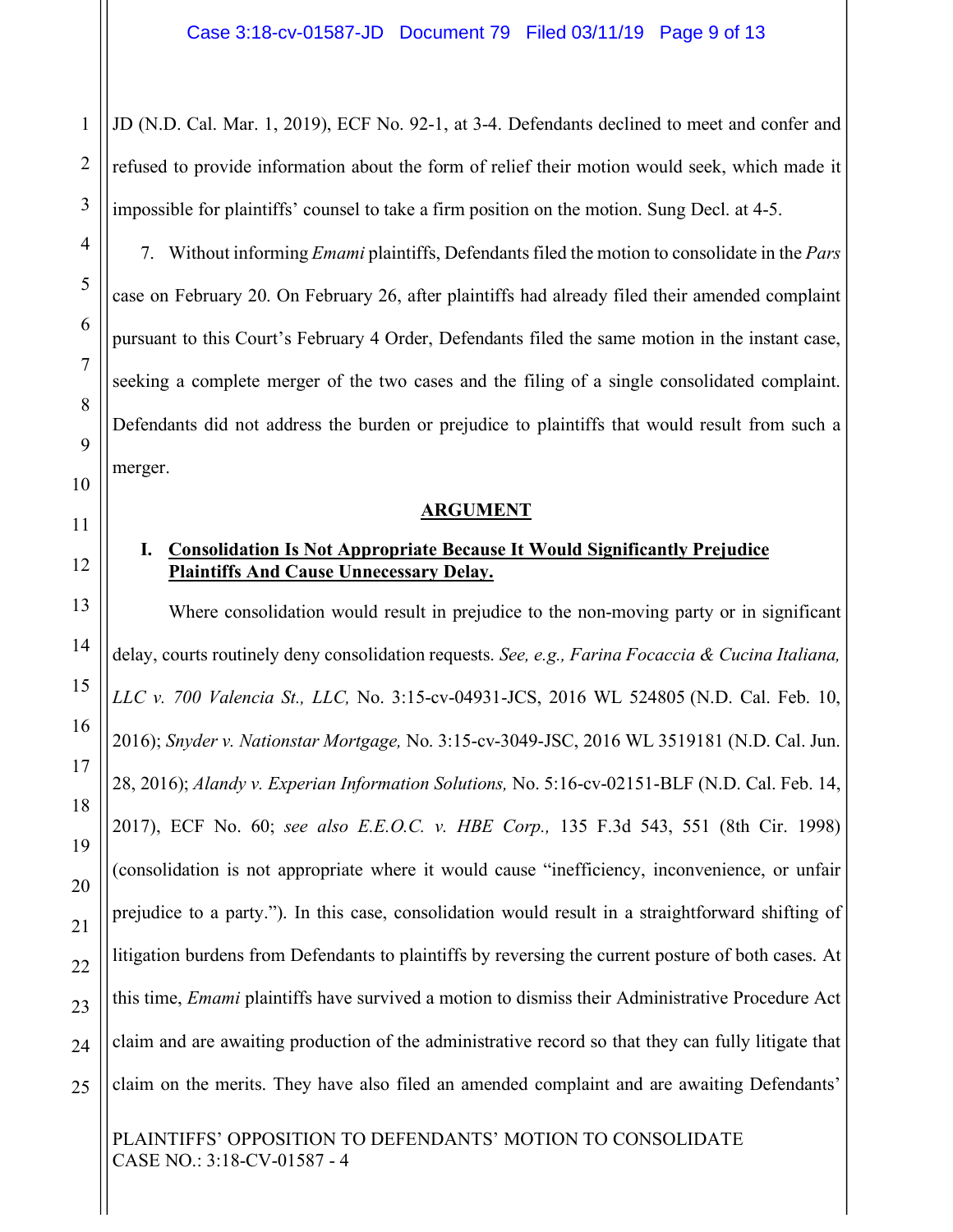JD (N.D. Cal. Mar. 1, 2019), ECF No. 92-1, at 3-4. Defendants declined to meet and confer and refused to provide information about the form of relief their motion would seek, which made it impossible for plaintiffs' counsel to take a firm position on the motion. Sung Decl. at 4-5.

7. Without informing *Emami* plaintiffs, Defendants filed the motion to consolidate in the *Pars* case on February 20. On February 26, after plaintiffs had already filed their amended complaint pursuant to this Court's February 4 Order, Defendants filed the same motion in the instant case, seeking a complete merger of the two cases and the filing of a single consolidated complaint. Defendants did not address the burden or prejudice to plaintiffs that would result from such a merger.

## ARGUMENT

### I. Consolidation Is Not Appropriate Because It Would Significantly Prejudice Plaintiffs And Cause Unnecessary Delay.

Where consolidation would result in prejudice to the non-moving party or in significant delay, courts routinely deny consolidation requests. *See, e.g., Farina Focaccia & Cucina Italiana, LLC v. 700 Valencia St., LLC,* No. 3:15-cv-04931-JCS, 2016 WL 524805 (N.D. Cal. Feb. 10, 2016); *Snyder v. Nationstar Mortgage,* No. 3:15-cv-3049-JSC, 2016 WL 3519181 (N.D. Cal. Jun. 28, 2016); *Alandy v. Experian Information Solutions,* No. 5:16-cv-02151-BLF (N.D. Cal. Feb. 14, 2017), ECF No. 60; *see also E.E.O.C. v. HBE Corp.,* 135 F.3d 543, 551 (8th Cir. 1998) (consolidation is not appropriate where it would cause "inefficiency, inconvenience, or unfair prejudice to a party."). In this case, consolidation would result in a straightforward shifting of litigation burdens from Defendants to plaintiffs by reversing the current posture of both cases. At this time, *Emami* plaintiffs have survived a motion to dismiss their Administrative Procedure Act claim and are awaiting production of the administrative record so that they can fully litigate that claim on the merits. They have also filed an amended complaint and are awaiting Defendants'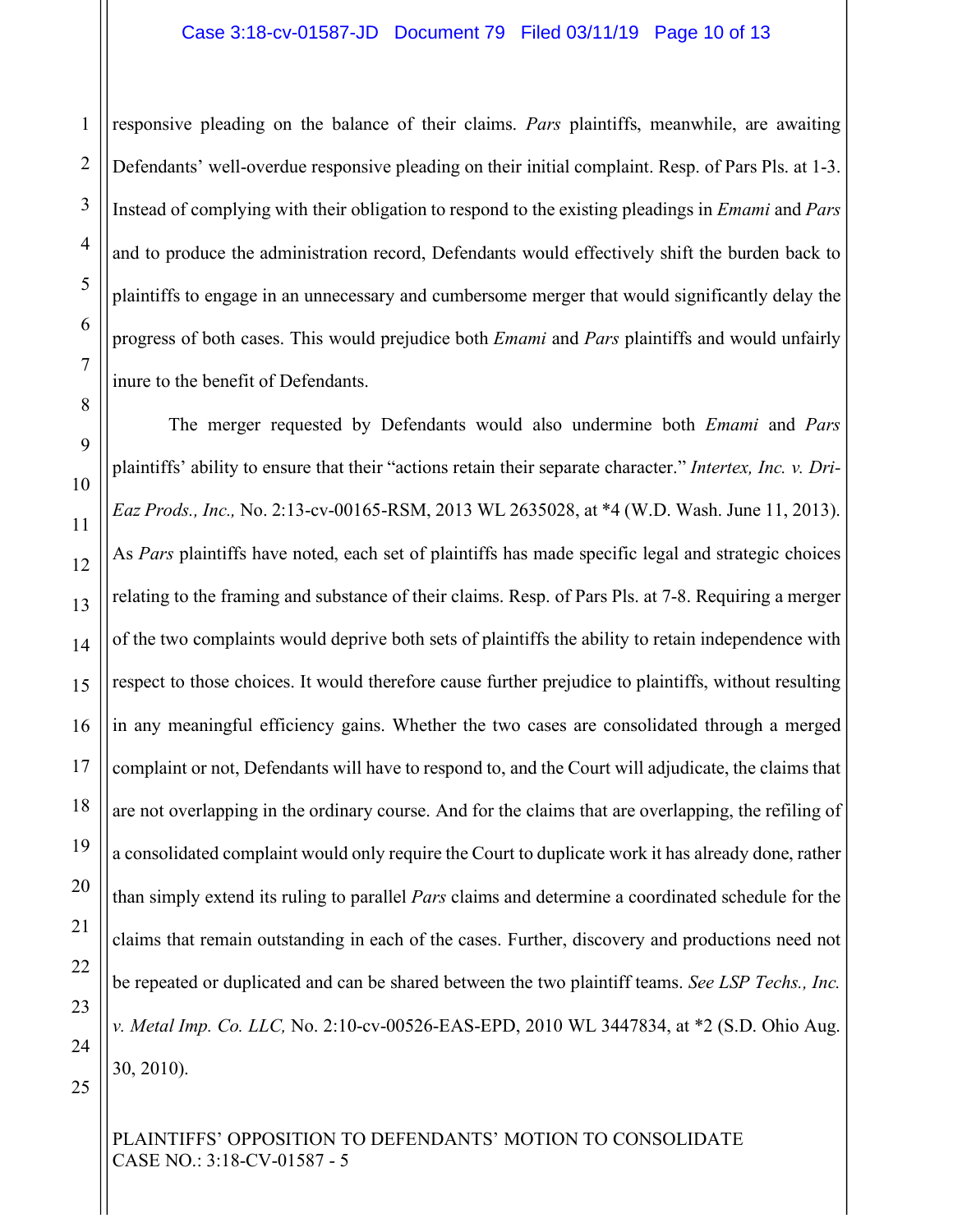responsive pleading on the balance of their claims. *Pars* plaintiffs, meanwhile, are awaiting Defendants' well-overdue responsive pleading on their initial complaint. Resp. of Pars Pls. at 1-3. Instead of complying with their obligation to respond to the existing pleadings in *Emami* and *Pars* and to produce the administration record, Defendants would effectively shift the burden back to plaintiffs to engage in an unnecessary and cumbersome merger that would significantly delay the progress of both cases. This would prejudice both *Emami* and *Pars* plaintiffs and would unfairly inure to the benefit of Defendants.

The merger requested by Defendants would also undermine both *Emami* and *Pars* plaintiffs' ability to ensure that their "actions retain their separate character." *Intertex, Inc. v. Dri-Eaz Prods., Inc.,* No. 2:13-cv-00165-RSM, 2013 WL 2635028, at *4 (W.D. Wash. June 11, 2013). As *Pars* plaintiffs have noted, each set of plaintiffs has made specific legal and strategic choices relating to the framing and substance of their claims. Resp. of Pars Pls. at 7-8. Requiring a merger of the two complaints would deprive both sets of plaintiffs the ability to retain independence with respect to those choices. It would therefore cause further prejudice to plaintiffs, without resulting in any meaningful efficiency gains. Whether the two cases are consolidated through a merged complaint or not, Defendants will have to respond to, and the Court will adjudicate, the claims that are not overlapping in the ordinary course. And for the claims that are overlapping, the refiling of a consolidated complaint would only require the Court to duplicate work it has already done, rather than simply extend its ruling to parallel *Pars* claims and determine a coordinated schedule for the claims that remain outstanding in each of the cases. Further, discovery and productions need not be repeated or duplicated and can be shared between the two plaintiff teams. *See LSP Techs., Inc. v. Metal Imp. Co. LLC,* No. 2:10-cv-00526-EAS-EPD, 2010 WL 3447834, at *2 (S.D. Ohio Aug. 30, 2010).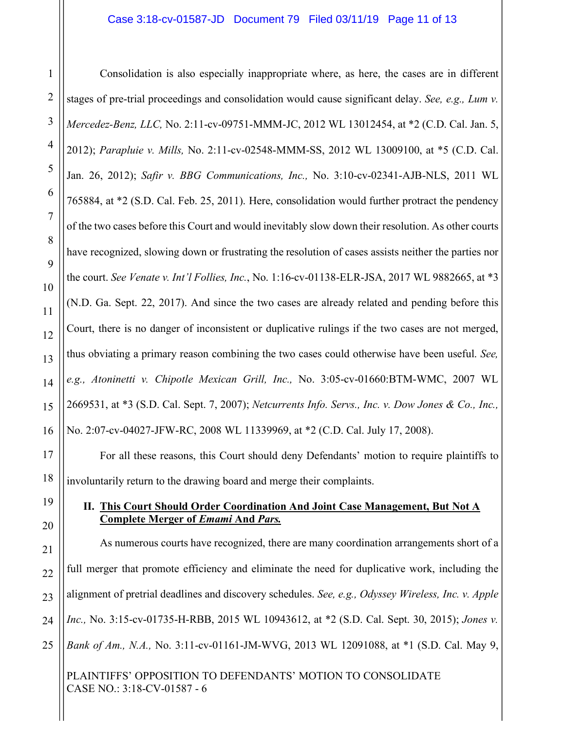Consolidation is also especially inappropriate where, as here, the cases are in different stages of pre-trial proceedings and consolidation would cause significant delay. *See, e.g., Lum v. Mercedez-Benz, LLC,* No. 2:11-cv-09751-MMM-JC, 2012 WL 13012454, at *2 (C.D. Cal. Jan. 5, 2012); *Parapluie v. Mills,* No. 2:11-cv-02548-MMM-SS, 2012 WL 13009100, at *5 (C.D. Cal. Jan. 26, 2012); *Safir v. BBG Communications, Inc.,* No. 3:10-cv-02341-AJB-NLS, 2011 WL 765884, at *2 (S.D. Cal. Feb. 25, 2011). Here, consolidation would further protract the pendency of the two cases before this Court and would inevitably slow down their resolution. As other courts have recognized, slowing down or frustrating the resolution of cases assists neither the parties nor the court. *See Venate v. Int'l Follies, Inc.*, No. 1:16-cv-01138-ELR-JSA, 2017 WL 9882665, at *3 (N.D. Ga. Sept. 22, 2017). And since the two cases are already related and pending before this Court, there is no danger of inconsistent or duplicative rulings if the two cases are not merged, thus obviating a primary reason combining the two cases could otherwise have been useful. *See, e.g., Atoninetti v. Chipotle Mexican Grill, Inc.,* No. 3:05-cv-01660:BTM-WMC, 2007 WL 2669531, at *3 (S.D. Cal. Sept. 7, 2007); *Netcurrents Info. Servs., Inc. v. Dow Jones & Co., Inc.,* No. 2:07-cv-04027-JFW-RC, 2008 WL 11339969, at *2 (C.D. Cal. July 17, 2008).

For all these reasons, this Court should deny Defendants' motion to require plaintiffs to involuntarily return to the drawing board and merge their complaints.

## II. This Court Should Order Coordination And Joint Case Management, But Not A Complete Merger of *Emami* And *Pars.*

As numerous courts have recognized, there are many coordination arrangements short of a full merger that promote efficiency and eliminate the need for duplicative work, including the alignment of pretrial deadlines and discovery schedules. *See, e.g., Odyssey Wireless, Inc. v. Apple Inc.,* No. 3:15-cv-01735-H-RBB, 2015 WL 10943612, at *2 (S.D. Cal. Sept. 30, 2015); *Jones v. Bank of Am., N.A.,* No. 3:11-cv-01161-JM-WVG, 2013 WL 12091088, at *1 (S.D. Cal. May 9,

PLAINTIFFS' OPPOSITION TO DEFENDANTS' MOTION TO CONSOLIDATE
CASE NO.: 3:18-CV-01587 - 6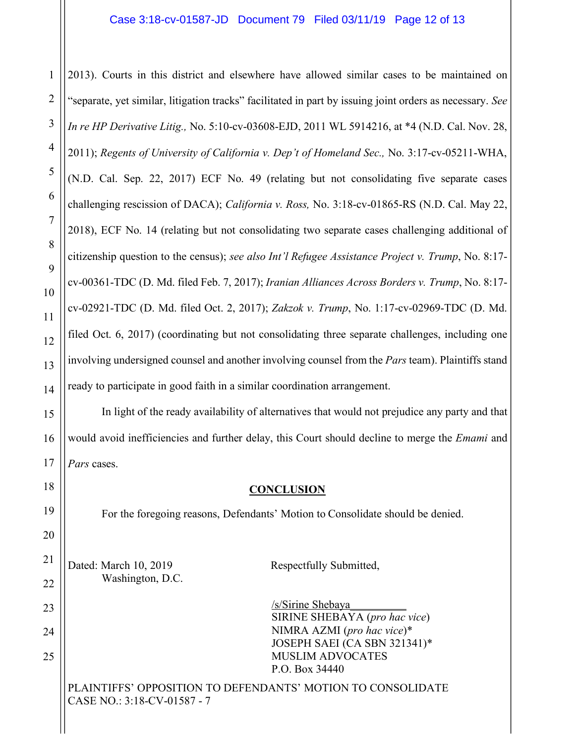2013). Courts in this district and elsewhere have allowed similar cases to be maintained on "separate, yet similar, litigation tracks" facilitated in part by issuing joint orders as necessary. *See In re HP Derivative Litig.,* No. 5:10-cv-03608-EJD, 2011 WL 5914216, at *4 (N.D. Cal. Nov. 28, 2011); *Regents of University of California v. Dep't of Homeland Sec.,* No. 3:17-cv-05211-WHA, (N.D. Cal. Sep. 22, 2017) ECF No. 49 (relating but not consolidating five separate cases challenging rescission of DACA); *California v. Ross,* No. 3:18-cv-01865-RS (N.D. Cal. May 22, 2018), ECF No. 14 (relating but not consolidating two separate cases challenging additional of citizenship question to the census); *see also Int'l Refugee Assistance Project v. Trump*, No. 8:17-cv-00361-TDC (D. Md. filed Feb. 7, 2017); *Iranian Alliances Across Borders v. Trump*, No. 8:17-cv-02921-TDC (D. Md. filed Oct. 2, 2017); *Zakzok v. Trump*, No. 1:17-cv-02969-TDC (D. Md. filed Oct. 6, 2017) (coordinating but not consolidating three separate challenges, including one involving undersigned counsel and another involving counsel from the *Pars* team). Plaintiffs stand ready to participate in good faith in a similar coordination arrangement.

In light of the ready availability of alternatives that would not prejudice any party and that would avoid inefficiencies and further delay, this Court should decline to merge the *Emami* and *Pars* cases.

## CONCLUSION

For the foregoing reasons, Defendants' Motion to Consolidate should be denied.

Dated: March 10, 2019
Washington, D.C.

Respectfully Submitted,

/s/Sirine Shebaya
SIRINE SHEBAYA (*pro hac vice*)
NIMRA AZMI (*pro hac vice*)*
JOSEPH SAEI (CA SBN 321341)*
MUSLIM ADVOCATES
P.O. Box 34440

PLAINTIFFS' OPPOSITION TO DEFENDANTS' MOTION TO CONSOLIDATE
CASE NO.: 3:18-CV-01587 - 7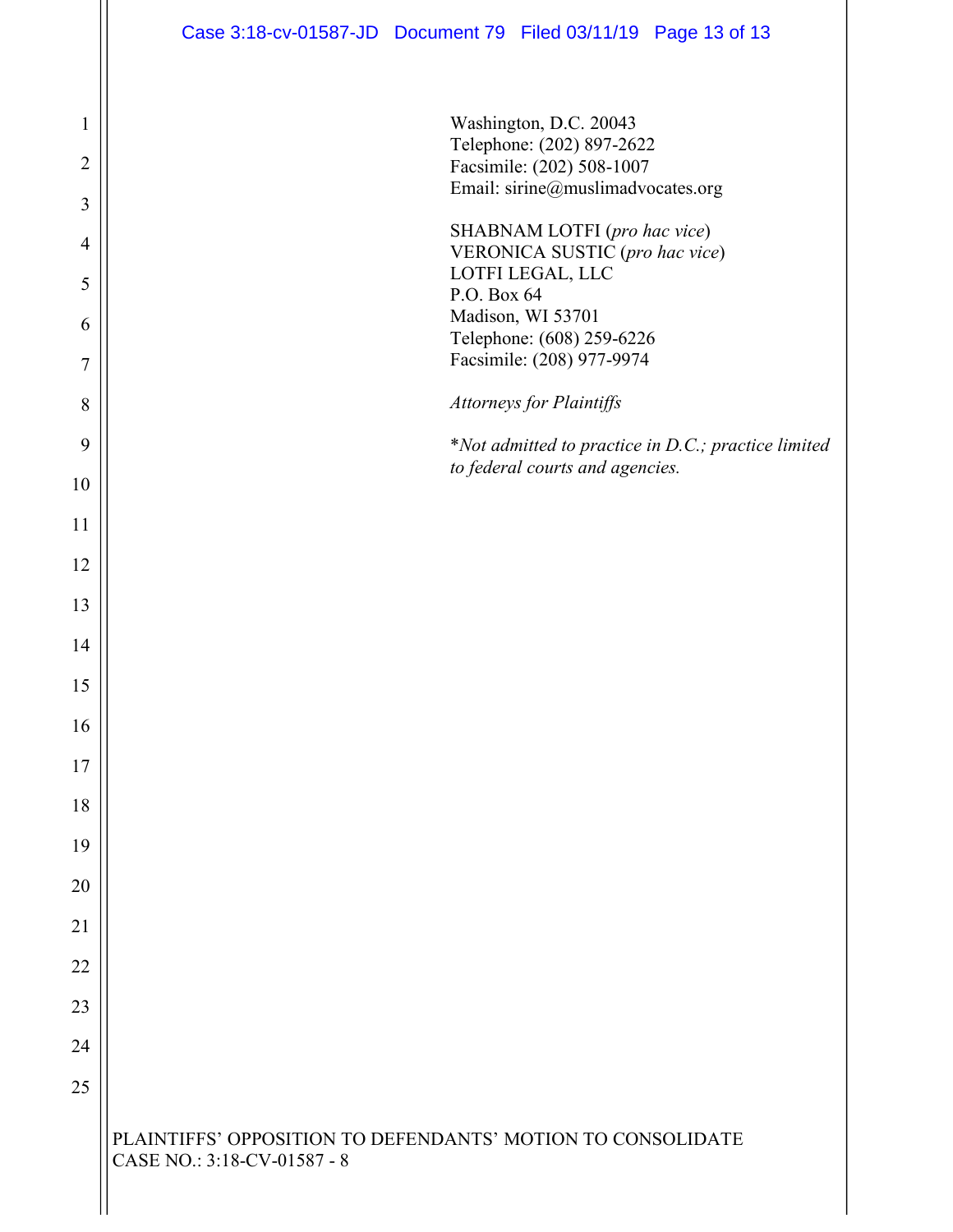Washington, D.C. 20043
Telephone: (202) 897-2622
Facsimile: (202) 508-1007
Email: sirine@muslimadvocates.org

SHABNAM LOTFI (*pro hac vice*)
VERONICA SUSTIC (*pro hac vice*)
LOTFI LEGAL, LLC
P.O. Box 64
Madison, WI 53701
Telephone: (608) 259-6226
Facsimile: (208) 977-9974

*Attorneys for Plaintiffs*

*\*Not admitted to practice in D.C.; practice limited to federal courts and agencies.*

PLAINTIFFS' OPPOSITION TO DEFENDANTS' MOTION TO CONSOLIDATE
CASE NO.: 3:18-CV-01587 - 8